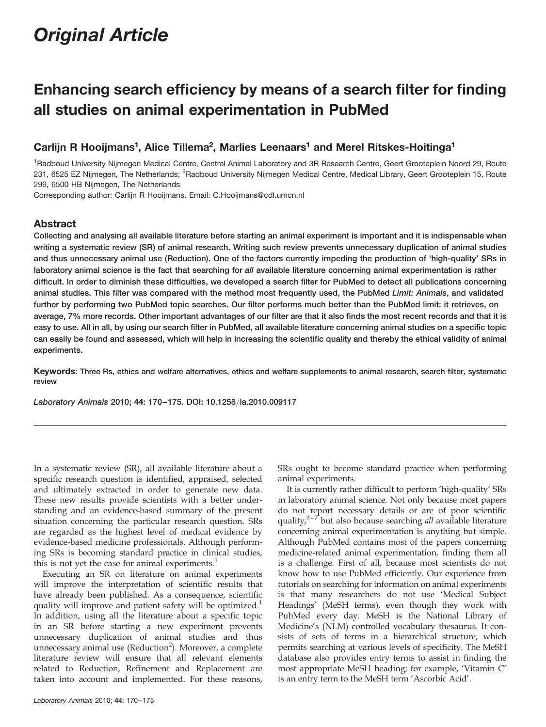*Original Article*

# Enhancing search efficiency by means of a search filter for finding all studies on animal experimentation in PubMed

**Carlijn R Hooijmans[1], Alice Tillema[2], Marlies Leenaars[1] and Merel Ritskes-Hoitinga[1]**

[1]Radboud University Nijmegen Medical Centre, Central Animal Laboratory and 3R Research Centre, Geert Grooteplein Noord 29, Route 231, 6525 EZ Nijmegen, The Netherlands; [2]Radboud University Nijmegen Medical Centre, Medical Library, Geert Grooteplein 15, Route 299, 6500 HB Nijmegen, The Netherlands

Corresponding author: Carlijn R Hooijmans. Email: C.Hooijmans@cdl.umcn.nl

## Abstract

**Collecting and analysing all available literature before starting an animal experiment is important and it is indispensable when writing a systematic review (SR) of animal research. Writing such review prevents unnecessary duplication of animal studies and thus unnecessary animal use (Reduction). One of the factors currently impeding the production of 'high-quality' SRs in laboratory animal science is the fact that searching for *all* available literature concerning animal experimentation is rather difficult. In order to diminish these difficulties, we developed a search filter for PubMed to detect all publications concerning animal studies. This filter was compared with the method most frequently used, the PubMed *Limit: Animals*, and validated further by performing two PubMed topic searches. Our filter performs much better than the PubMed limit: it retrieves, on average, 7% more records. Other important advantages of our filter are that it also finds the most recent records and that it is easy to use. All in all, by using our search filter in PubMed, all available literature concerning animal studies on a specific topic can easily be found and assessed, which will help in increasing the scientific quality and thereby the ethical validity of animal experiments.**

**Keywords:** Three Rs, ethics and welfare alternatives, ethics and welfare supplements to animal research, search filter, systematic review

*Laboratory Animals* 2010; **44**: 170–175. DOI: 10.1258/la.2010.009117

In a systematic review (SR), all available literature about a specific research question is identified, appraised, selected and ultimately extracted in order to generate new data. These new results provide scientists with a better understanding and an evidence-based summary of the present situation concerning the particular research question. SRs are regarded as the highest level of medical evidence by evidence-based medicine professionals. Although performing SRs is becoming standard practice in clinical studies, this is not yet the case for animal experiments.[1]

Executing an SR on literature on animal experiments will improve the interpretation of scientific results that have already been published. As a consequence, scientific quality will improve and patient safety will be optimized.[1] In addition, using all the literature about a specific topic in an SR before starting a new experiment prevents unnecessary duplication of animal studies and thus unnecessary animal use (Reduction[2]). Moreover, a complete literature review will ensure that all relevant elements related to Reduction, Refinement and Replacement are taken into account and implemented. For these reasons, SRs ought to become standard practice when performing animal experiments.

It is currently rather difficult to perform 'high-quality' SRs in laboratory animal science. Not only because most papers do not report necessary details or are of poor scientific quality,[3–7] but also because searching *all* available literature concerning animal experimentation is anything but simple. Although PubMed contains most of the papers concerning medicine-related animal experimentation, finding them all is a challenge. First of all, because most scientists do not know how to use PubMed efficiently. Our experience from tutorials on searching for information on animal experiments is that many researchers do not use 'Medical Subject Headings' (MeSH terms), even though they work with PubMed every day. MeSH is the National Library of Medicine's (NLM) controlled vocabulary thesaurus. It consists of sets of terms in a hierarchical structure, which permits searching at various levels of specificity. The MeSH database also provides entry terms to assist in finding the most appropriate MeSH heading; for example, 'Vitamin C' is an entry term to the MeSH term 'Ascorbic Acid'.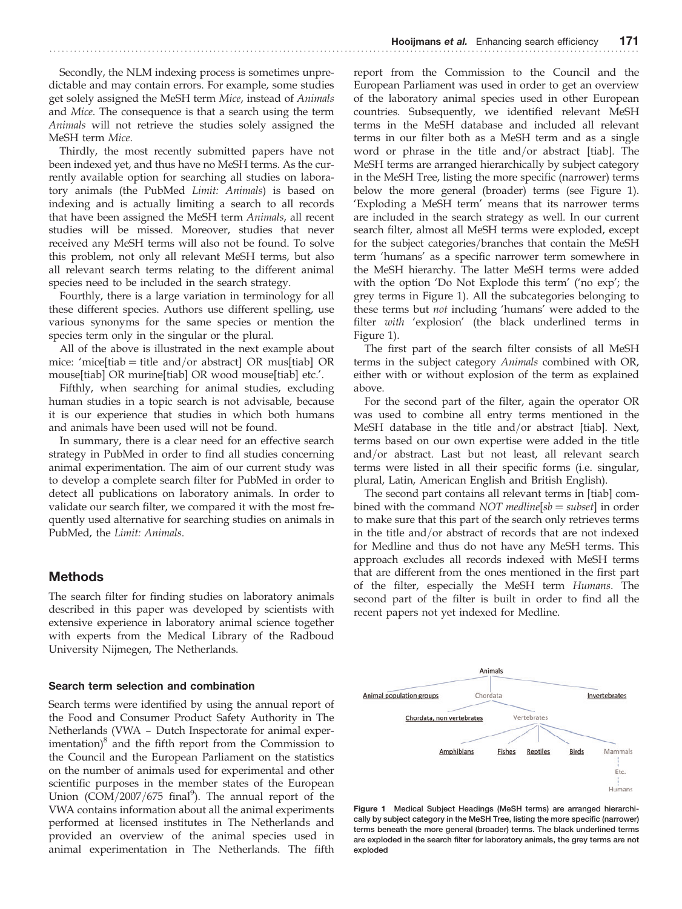Secondly, the NLM indexing process is sometimes unpredictable and may contain errors. For example, some studies get solely assigned the MeSH term *Mice*, instead of *Animals* and *Mice*. The consequence is that a search using the term *Animals* will not retrieve the studies solely assigned the MeSH term *Mice*.

Thirdly, the most recently submitted papers have not been indexed yet, and thus have no MeSH terms. As the currently available option for searching all studies on laboratory animals (the PubMed *Limit: Animals*) is based on indexing and is actually limiting a search to all records that have been assigned the MeSH term *Animals*, all recent studies will be missed. Moreover, studies that never received any MeSH terms will also not be found. To solve this problem, not only all relevant MeSH terms, but also all relevant search terms relating to the different animal species need to be included in the search strategy.

Fourthly, there is a large variation in terminology for all these different species. Authors use different spelling, use various synonyms for the same species or mention the species term only in the singular or the plural.

All of the above is illustrated in the next example about mice: 'mice[tiab = title and/or abstract] OR mus[tiab] OR mouse[tiab] OR murine[tiab] OR wood mouse[tiab] etc.'.

Fifthly, when searching for animal studies, excluding human studies in a topic search is not advisable, because it is our experience that studies in which both humans and animals have been used will not be found.

In summary, there is a clear need for an effective search strategy in PubMed in order to find all studies concerning animal experimentation. The aim of our current study was to develop a complete search filter for PubMed in order to detect all publications on laboratory animals. In order to validate our search filter, we compared it with the most frequently used alternative for searching studies on animals in PubMed, the *Limit: Animals*.

## Methods

The search filter for finding studies on laboratory animals described in this paper was developed by scientists with extensive experience in laboratory animal science together with experts from the Medical Library of the Radboud University Nijmegen, The Netherlands.

### Search term selection and combination

Search terms were identified by using the annual report of the Food and Consumer Product Safety Authority in The Netherlands (VWA – Dutch Inspectorate for animal experimentation)[8] and the fifth report from the Commission to the Council and the European Parliament on the statistics on the number of animals used for experimental and other scientific purposes in the member states of the European Union (COM/2007/675 final[9]). The annual report of the VWA contains information about all the animal experiments performed at licensed institutes in The Netherlands and provided an overview of the animal species used in animal experimentation in The Netherlands. The fifth report from the Commission to the Council and the European Parliament was used in order to get an overview of the laboratory animal species used in other European countries. Subsequently, we identified relevant MeSH terms in the MeSH database and included all relevant terms in our filter both as a MeSH term and as a single word or phrase in the title and/or abstract [tiab]. The MeSH terms are arranged hierarchically by subject category in the MeSH Tree, listing the more specific (narrower) terms below the more general (broader) terms (see Figure 1). 'Exploding a MeSH term' means that its narrower terms are included in the search strategy as well. In our current search filter, almost all MeSH terms were exploded, except for the subject categories/branches that contain the MeSH term 'humans' as a specific narrower term somewhere in the MeSH hierarchy. The latter MeSH terms were added with the option 'Do Not Explode this term' ('no exp'; the grey terms in Figure 1). All the subcategories belonging to these terms but *not* including 'humans' were added to the filter *with* 'explosion' (the black underlined terms in Figure 1).

The first part of the search filter consists of all MeSH terms in the subject category *Animals* combined with OR, either with or without explosion of the term as explained above.

For the second part of the filter, again the operator OR was used to combine all entry terms mentioned in the MeSH database in the title and/or abstract [tiab]. Next, terms based on our own expertise were added in the title and/or abstract. Last but not least, all relevant search terms were listed in all their specific forms (i.e. singular, plural, Latin, American English and British English).

The second part contains all relevant terms in [tiab] combined with the command *NOT medline[sb = subset]* in order to make sure that this part of the search only retrieves terms in the title and/or abstract of records that are not indexed for Medline and thus do not have any MeSH terms. This approach excludes all records indexed with MeSH terms that are different from the ones mentioned in the first part of the filter, especially the MeSH term *Humans*. The second part of the filter is built in order to find all the recent papers not yet indexed for Medline.

Animals
Animal population groups | Chordata | Invertebrates
Chordata, non vertebrates | Vertebrates
Amphibians | Fishes | Reptiles | Birds | Mammals
Etc.
Humans

**Figure 1** Medical Subject Headings (MeSH terms) are arranged hierarchically by subject category in the MeSH Tree, listing the more specific (narrower) terms beneath the more general (broader) terms. The black underlined terms are exploded in the search filter for laboratory animals, the grey terms are not exploded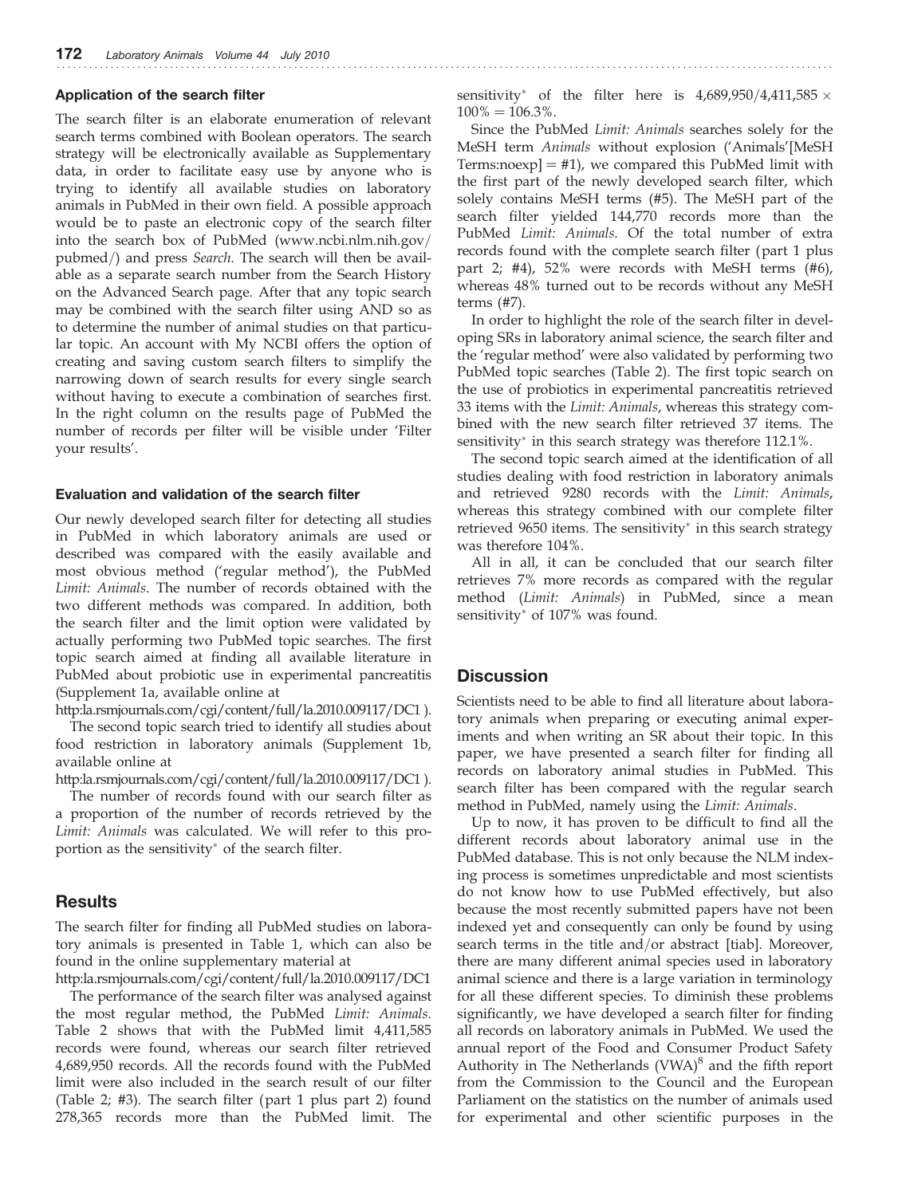### Application of the search filter

The search filter is an elaborate enumeration of relevant search terms combined with Boolean operators. The search strategy will be electronically available as Supplementary data, in order to facilitate easy use by anyone who is trying to identify all available studies on laboratory animals in PubMed in their own field. A possible approach would be to paste an electronic copy of the search filter into the search box of PubMed (www.ncbi.nlm.nih.gov/pubmed/) and press *Search*. The search will then be available as a separate search number from the Search History on the Advanced Search page. After that any topic search may be combined with the search filter using AND so as to determine the number of animal studies on that particular topic. An account with My NCBI offers the option of creating and saving custom search filters to simplify the narrowing down of search results for every single search without having to execute a combination of searches first. In the right column on the results page of PubMed the number of records per filter will be visible under 'Filter your results'.

### Evaluation and validation of the search filter

Our newly developed search filter for detecting all studies in PubMed in which laboratory animals are used or described was compared with the easily available and most obvious method ('regular method'), the PubMed *Limit: Animals*. The number of records obtained with the two different methods was compared. In addition, both the search filter and the limit option were validated by actually performing two PubMed topic searches. The first topic search aimed at finding all available literature in PubMed about probiotic use in experimental pancreatitis (Supplement 1a, available online at http:la.rsmjournals.com/cgi/content/full/la.2010.009117/DC1 ).

The second topic search tried to identify all studies about food restriction in laboratory animals (Supplement 1b, available online at http:la.rsmjournals.com/cgi/content/full/la.2010.009117/DC1 ).

The number of records found with our search filter as a proportion of the number of records retrieved by the *Limit: Animals* was calculated. We will refer to this proportion as the sensitivity* of the search filter.

## Results

The search filter for finding all PubMed studies on laboratory animals is presented in Table 1, which can also be found in the online supplementary material at http:la.rsmjournals.com/cgi/content/full/la.2010.009117/DC1

The performance of the search filter was analysed against the most regular method, the PubMed *Limit: Animals*. Table 2 shows that with the PubMed limit 4,411,585 records were found, whereas our search filter retrieved 4,689,950 records. All the records found with the PubMed limit were also included in the search result of our filter (Table 2; #3). The search filter (part 1 plus part 2) found 278,365 records more than the PubMed limit. The sensitivity* of the filter here is $4,689,950/4,411,585 \times 100\% = 106.3\%$.

Since the PubMed *Limit: Animals* searches solely for the MeSH term *Animals* without explosion ('Animals'[MeSH Terms:noexp] = #1), we compared this PubMed limit with the first part of the newly developed search filter, which solely contains MeSH terms (#5). The MeSH part of the search filter yielded 144,770 records more than the PubMed *Limit: Animals*. Of the total number of extra records found with the complete search filter (part 1 plus part 2; #4), 52% were records with MeSH terms (#6), whereas 48% turned out to be records without any MeSH terms (#7).

In order to highlight the role of the search filter in developing SRs in laboratory animal science, the search filter and the 'regular method' were also validated by performing two PubMed topic searches (Table 2). The first topic search on the use of probiotics in experimental pancreatitis retrieved 33 items with the *Limit: Animals*, whereas this strategy combined with the new search filter retrieved 37 items. The sensitivity* in this search strategy was therefore 112.1%.

The second topic search aimed at the identification of all studies dealing with food restriction in laboratory animals and retrieved 9280 records with the *Limit: Animals*, whereas this strategy combined with our complete filter retrieved 9650 items. The sensitivity* in this search strategy was therefore 104%.

All in all, it can be concluded that our search filter retrieves 7% more records as compared with the regular method (*Limit: Animals*) in PubMed, since a mean sensitivity* of 107% was found.

## Discussion

Scientists need to be able to find all literature about laboratory animals when preparing or executing animal experiments and when writing an SR about their topic. In this paper, we have presented a search filter for finding all records on laboratory animal studies in PubMed. This search filter has been compared with the regular search method in PubMed, namely using the *Limit: Animals*.

Up to now, it has proven to be difficult to find all the different records about laboratory animal use in the PubMed database. This is not only because the NLM indexing process is sometimes unpredictable and most scientists do not know how to use PubMed effectively, but also because the most recently submitted papers have not been indexed yet and consequently can only be found by using search terms in the title and/or abstract [tiab]. Moreover, there are many different animal species used in laboratory animal science and there is a large variation in terminology for all these different species. To diminish these problems significantly, we have developed a search filter for finding all records on laboratory animals in PubMed. We used the annual report of the Food and Consumer Product Safety Authority in The Netherlands (VWA)[8] and the fifth report from the Commission to the Council and the European Parliament on the statistics on the number of animals used for experimental and other scientific purposes in the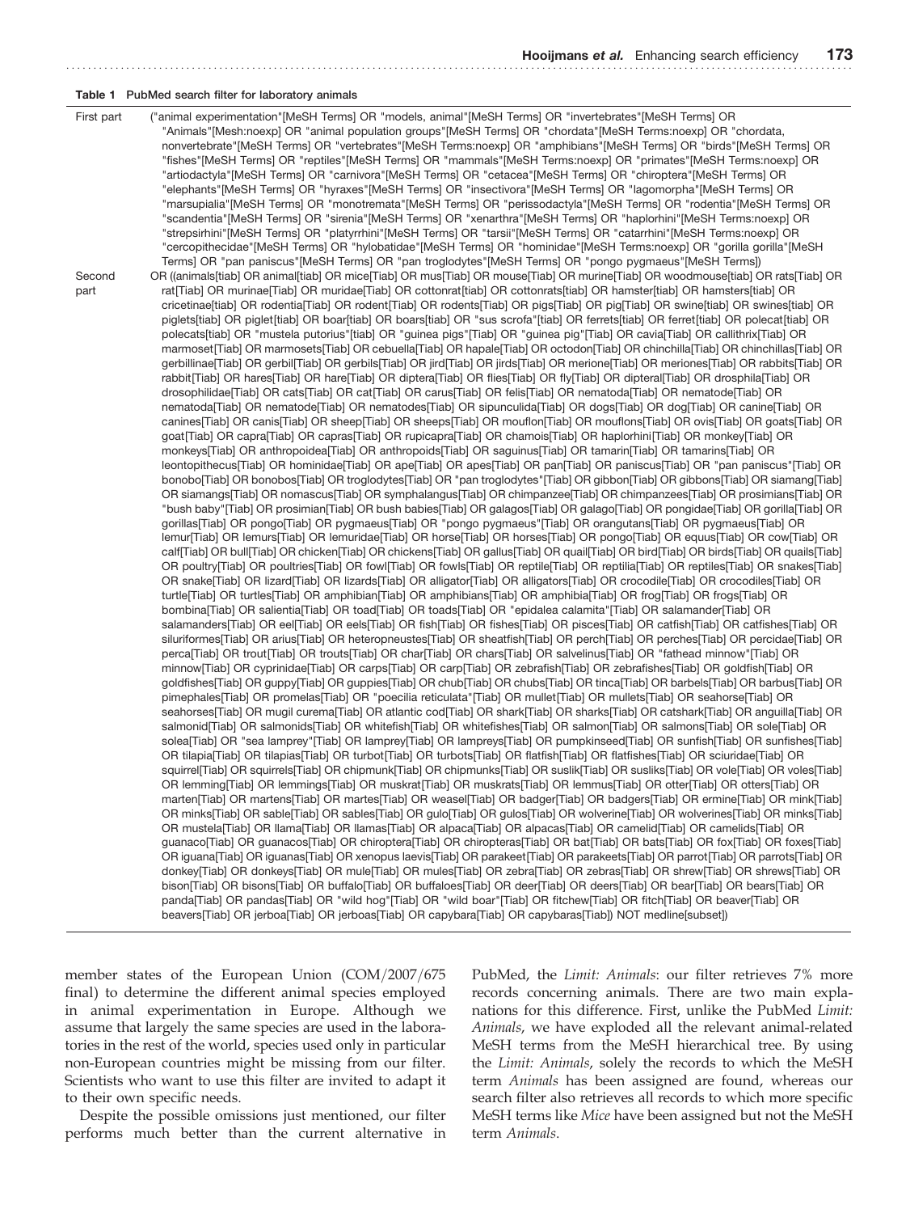**Table 1** PubMed search filter for laboratory animals

| | |
|---|---|
| First part | ("animal experimentation"[MeSH Terms] OR "models, animal"[MeSH Terms] OR "invertebrates"[MeSH Terms] OR "Animals"[Mesh:noexp] OR "animal population groups"[MeSH Terms] OR "chordata"[MeSH Terms:noexp] OR "chordata, nonvertebrate"[MeSH Terms] OR "vertebrates"[MeSH Terms:noexp] OR "amphibians"[MeSH Terms] OR "birds"[MeSH Terms] OR "fishes"[MeSH Terms] OR "reptiles"[MeSH Terms] OR "mammals"[MeSH Terms:noexp] OR "primates"[MeSH Terms:noexp] OR "artiodactyla"[MeSH Terms] OR "carnivora"[MeSH Terms] OR "cetacea"[MeSH Terms] OR "chiroptera"[MeSH Terms] OR "elephants"[MeSH Terms] OR "hyraxes"[MeSH Terms] OR "insectivora"[MeSH Terms] OR "lagomorpha"[MeSH Terms] OR "marsupialia"[MeSH Terms] OR "monotremata"[MeSH Terms] OR "perissodactyla"[MeSH Terms] OR "rodentia"[MeSH Terms] OR "scandentia"[MeSH Terms] OR "sirenia"[MeSH Terms] OR "xenarthra"[MeSH Terms] OR "haplorhini"[MeSH Terms:noexp] OR "strepsirhini"[MeSH Terms] OR "platyrrhini"[MeSH Terms] OR "tarsii"[MeSH Terms] OR "catarrhini"[MeSH Terms:noexp] OR "cercopithecidae"[MeSH Terms] OR "hylobatidae"[MeSH Terms] OR "hominidae"[MeSH Terms:noexp] OR "gorilla gorilla"[MeSH Terms] OR "pan paniscus"[MeSH Terms] OR "pan troglodytes"[MeSH Terms] OR "pongo pygmaeus"[MeSH Terms]) |
| Second part | OR ((animals[tiab] OR animal[tiab] OR mice[Tiab] OR mus[Tiab] OR mouse[Tiab] OR murine[Tiab] OR woodmouse[tiab] OR rats[Tiab] OR rat[Tiab] OR murinae[Tiab] OR muridae[Tiab] OR cottonrat[tiab] OR cottonrats[tiab] OR hamster[tiab] OR hamsters[tiab] OR cricetinae[tiab] OR rodentia[Tiab] OR rodent[Tiab] OR rodents[Tiab] OR pigs[Tiab] OR pig[Tiab] OR swine[tiab] OR swines[tiab] OR piglets[tiab] OR piglet[tiab] OR boar[tiab] OR boars[tiab] OR "sus scrofa"[tiab] OR ferrets[tiab] OR ferret[tiab] OR polecat[tiab] OR polecats[tiab] OR "mustela putorius"[tiab] OR "guinea pigs"[Tiab] OR "guinea pig"[Tiab] OR cavia[Tiab] OR callithrix[Tiab] OR marmoset[Tiab] OR marmosets[Tiab] OR cebuella[Tiab] OR hapale[Tiab] OR octodon[Tiab] OR chinchilla[Tiab] OR chinchillas[Tiab] OR gerbillinae[Tiab] OR gerbil[Tiab] OR gerbils[Tiab] OR jird[Tiab] OR jirds[Tiab] OR merione[Tiab] OR meriones[Tiab] OR rabbits[Tiab] OR rabbit[Tiab] OR hares[Tiab] OR hare[Tiab] OR diptera[Tiab] OR flies[Tiab] OR fly[Tiab] OR dipteral[Tiab] OR drosphila[Tiab] OR drosophilidae[Tiab] OR cats[Tiab] OR cat[Tiab] OR carus[Tiab] OR felis[Tiab] OR nematoda[Tiab] OR nematode[Tiab] OR nematoda[Tiab] OR nematode[Tiab] OR nematodes[Tiab] OR sipunculida[Tiab] OR dogs[Tiab] OR dog[Tiab] OR canine[Tiab] OR canines[Tiab] OR canis[Tiab] OR sheep[Tiab] OR sheeps[Tiab] OR mouflon[Tiab] OR mouflons[Tiab] OR ovis[Tiab] OR goats[Tiab] OR goat[Tiab] OR capra[Tiab] OR capras[Tiab] OR rupicapra[Tiab] OR chamois[Tiab] OR haplorhini[Tiab] OR monkey[Tiab] OR monkeys[Tiab] OR anthropoidea[Tiab] OR anthropoids[Tiab] OR saguinus[Tiab] OR tamarin[Tiab] OR tamarins[Tiab] OR leontopithecus[Tiab] OR hominidae[Tiab] OR ape[Tiab] OR apes[Tiab] OR pan[Tiab] OR paniscus[Tiab] OR "pan paniscus"[Tiab] OR bonobo[Tiab] OR bonobos[Tiab] OR troglodytes[Tiab] OR "pan troglodytes"[Tiab] OR gibbon[Tiab] OR gibbons[Tiab] OR siamang[Tiab] OR siamangs[Tiab] OR nomascus[Tiab] OR symphalangus[Tiab] OR chimpanzee[Tiab] OR chimpanzees[Tiab] OR prosimians[Tiab] OR "bush baby"[Tiab] OR prosimian[Tiab] OR bush babies[Tiab] OR galagos[Tiab] OR galago[Tiab] OR pongidae[Tiab] OR gorilla[Tiab] OR gorillas[Tiab] OR pongo[Tiab] OR pygmaeus[Tiab] OR "pongo pygmaeus"[Tiab] OR orangutans[Tiab] OR pygmaeus[Tiab] OR lemur[Tiab] OR lemurs[Tiab] OR lemuridae[Tiab] OR horse[Tiab] OR horses[Tiab] OR pongo[Tiab] OR equus[Tiab] OR cow[Tiab] OR calf[Tiab] OR bull[Tiab] OR chicken[Tiab] OR chickens[Tiab] OR gallus[Tiab] OR quail[Tiab] OR bird[Tiab] OR birds[Tiab] OR quails[Tiab] OR poultry[Tiab] OR poultries[Tiab] OR fowl[Tiab] OR fowls[Tiab] OR reptile[Tiab] OR reptilia[Tiab] OR reptiles[Tiab] OR snakes[Tiab] OR snake[Tiab] OR lizard[Tiab] OR lizards[Tiab] OR alligator[Tiab] OR alligators[Tiab] OR crocodile[Tiab] OR crocodiles[Tiab] OR turtle[Tiab] OR turtles[Tiab] OR amphibian[Tiab] OR amphibians[Tiab] OR amphibia[Tiab] OR frog[Tiab] OR frogs[Tiab] OR bombina[Tiab] OR salientia[Tiab] OR toad[Tiab] OR toads[Tiab] OR "epidalea calamita"[Tiab] OR salamander[Tiab] OR salamanders[Tiab] OR eel[Tiab] OR eels[Tiab] OR fish[Tiab] OR fishes[Tiab] OR pisces[Tiab] OR catfish[Tiab] OR catfishes[Tiab] OR siluriformes[Tiab] OR arius[Tiab] OR heteropneustes[Tiab] OR sheatfish[Tiab] OR perch[Tiab] OR perches[Tiab] OR percidae[Tiab] OR perca[Tiab] OR trout[Tiab] OR trouts[Tiab] OR char[Tiab] OR chars[Tiab] OR salvelinus[Tiab] OR "fathead minnow"[Tiab] OR minnow[Tiab] OR cyprinidae[Tiab] OR carps[Tiab] OR carp[Tiab] OR zebrafish[Tiab] OR zebrafishes[Tiab] OR goldfish[Tiab] OR goldfishes[Tiab] OR guppy[Tiab] OR guppies[Tiab] OR chub[Tiab] OR chubs[Tiab] OR tinca[Tiab] OR barbels[Tiab] OR barbus[Tiab] OR pimephales[Tiab] OR promelas[Tiab] OR "poecilia reticulata"[Tiab] OR mullet[Tiab] OR mullets[Tiab] OR seahorse[Tiab] OR seahorses[Tiab] OR mugil curema[Tiab] OR atlantic cod[Tiab] OR shark[Tiab] OR sharks[Tiab] OR catshark[Tiab] OR anguilla[Tiab] OR salmonid[Tiab] OR salmonids[Tiab] OR whitefish[Tiab] OR whitefishes[Tiab] OR salmon[Tiab] OR salmons[Tiab] OR sole[Tiab] OR solea[Tiab] OR "sea lamprey"[Tiab] OR lamprey[Tiab] OR lampreys[Tiab] OR pumpkinseed[Tiab] OR sunfish[Tiab] OR sunfishes[Tiab] OR tilapia[Tiab] OR tilapias[Tiab] OR turbot[Tiab] OR turbots[Tiab] OR flatfish[Tiab] OR flatfishes[Tiab] OR sciuridae[Tiab] OR squirrel[Tiab] OR squirrels[Tiab] OR chipmunk[Tiab] OR chipmunks[Tiab] OR suslik[Tiab] OR susliks[Tiab] OR vole[Tiab] OR voles[Tiab] OR lemming[Tiab] OR lemmings[Tiab] OR muskrat[Tiab] OR muskrats[Tiab] OR lemmus[Tiab] OR otter[Tiab] OR otters[Tiab] OR marten[Tiab] OR martens[Tiab] OR martes[Tiab] OR weasel[Tiab] OR badger[Tiab] OR badgers[Tiab] OR ermine[Tiab] OR mink[Tiab] OR minks[Tiab] OR sable[Tiab] OR sables[Tiab] OR gulo[Tiab] OR gulos[Tiab] OR wolverine[Tiab] OR wolverines[Tiab] OR minks[Tiab] OR mustela[Tiab] OR llama[Tiab] OR llamas[Tiab] OR alpaca[Tiab] OR alpacas[Tiab] OR camelid[Tiab] OR camelids[Tiab] OR guanaco[Tiab] OR guanacos[Tiab] OR chiroptera[Tiab] OR chiropteras[Tiab] OR bat[Tiab] OR bats[Tiab] OR fox[Tiab] OR foxes[Tiab] OR iguana[Tiab] OR iguanas[Tiab] OR xenopus laevis[Tiab] OR parakeet[Tiab] OR parakeets[Tiab] OR parrot[Tiab] OR parrots[Tiab] OR donkey[Tiab] OR donkeys[Tiab] OR mule[Tiab] OR mules[Tiab] OR zebra[Tiab] OR zebras[Tiab] OR shrew[Tiab] OR shrews[Tiab] OR bison[Tiab] OR bisons[Tiab] OR buffalo[Tiab] OR buffaloes[Tiab] OR deer[Tiab] OR deers[Tiab] OR bear[Tiab] OR bears[Tiab] OR panda[Tiab] OR pandas[Tiab] OR "wild hog"[Tiab] OR "wild boar"[Tiab] OR fitchew[Tiab] OR fitch[Tiab] OR beaver[Tiab] OR beavers[Tiab] OR jerboa[Tiab] OR jerboas[Tiab] OR capybara[Tiab] OR capybaras[Tiab]) NOT medline[subset]) |

member states of the European Union (COM/2007/675 final) to determine the different animal species employed in animal experimentation in Europe. Although we assume that largely the same species are used in the laboratories in the rest of the world, species used only in particular non-European countries might be missing from our filter. Scientists who want to use this filter are invited to adapt it to their own specific needs.

Despite the possible omissions just mentioned, our filter performs much better than the current alternative in PubMed, the *Limit: Animals*: our filter retrieves 7% more records concerning animals. There are two main explanations for this difference. First, unlike the PubMed *Limit: Animals*, we have exploded all the relevant animal-related MeSH terms from the MeSH hierarchical tree. By using the *Limit: Animals*, solely the records to which the MeSH term *Animals* has been assigned are found, whereas our search filter also retrieves all records to which more specific MeSH terms like *Mice* have been assigned but not the MeSH term *Animals*.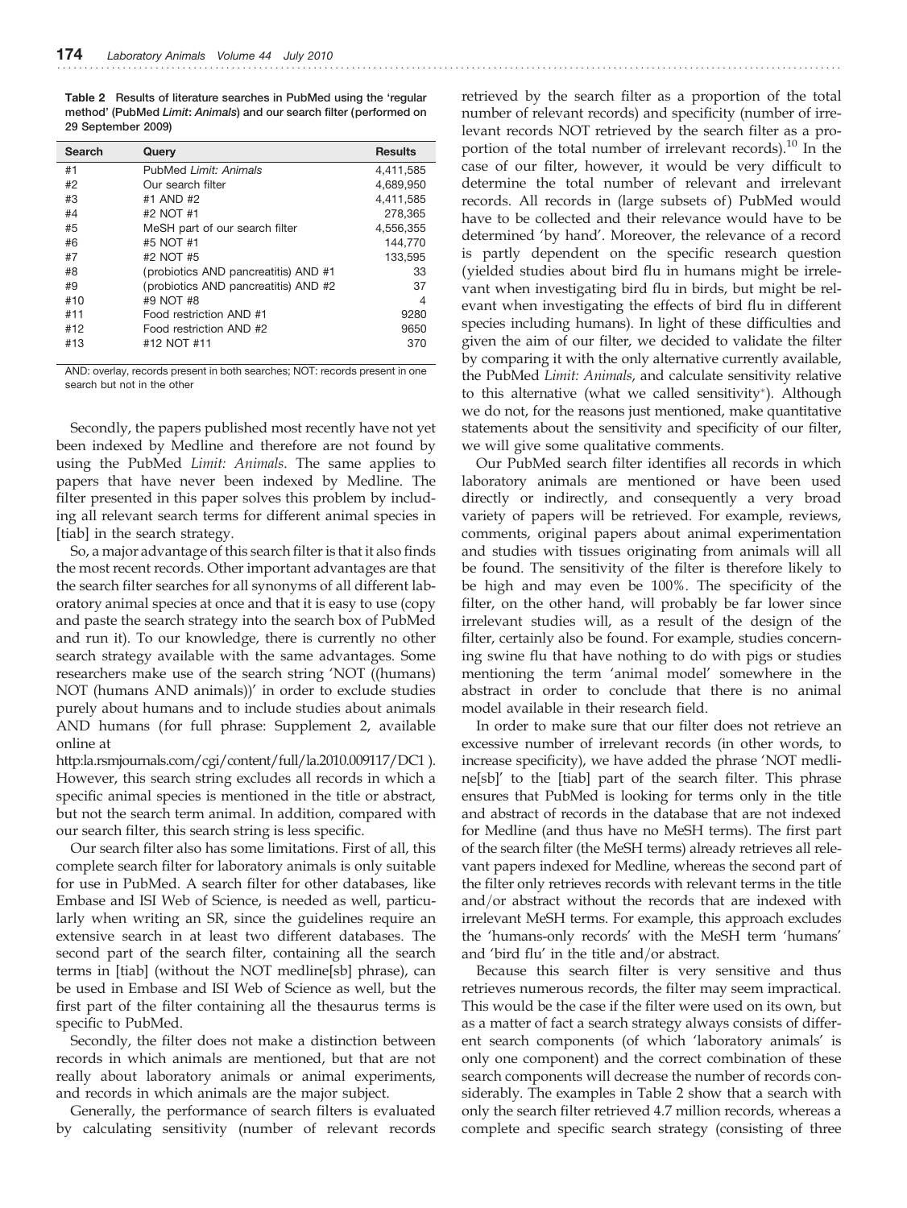**Table 2** Results of literature searches in PubMed using the 'regular method' (PubMed *Limit*: *Animals*) and our search filter (performed on 29 September 2009)

| Search | Query | Results |
|---|---|---|
| #1 | PubMed *Limit: Animals* | 4,411,585 |
| #2 | Our search filter | 4,689,950 |
| #3 | #1 AND #2 | 4,411,585 |
| #4 | #2 NOT #1 | 278,365 |
| #5 | MeSH part of our search filter | 4,556,355 |
| #6 | #5 NOT #1 | 144,770 |
| #7 | #2 NOT #5 | 133,595 |
| #8 | (probiotics AND pancreatitis) AND #1 | 33 |
| #9 | (probiotics AND pancreatitis) AND #2 | 37 |
| #10 | #9 NOT #8 | 4 |
| #11 | Food restriction AND #1 | 9280 |
| #12 | Food restriction AND #2 | 9650 |
| #13 | #12 NOT #11 | 370 |

AND: overlay, records present in both searches; NOT: records present in one search but not in the other

Secondly, the papers published most recently have not yet been indexed by Medline and therefore are not found by using the PubMed *Limit: Animals*. The same applies to papers that have never been indexed by Medline. The filter presented in this paper solves this problem by including all relevant search terms for different animal species in [tiab] in the search strategy.

So, a major advantage of this search filter is that it also finds the most recent records. Other important advantages are that the search filter searches for all synonyms of all different laboratory animal species at once and that it is easy to use (copy and paste the search strategy into the search box of PubMed and run it). To our knowledge, there is currently no other search strategy available with the same advantages. Some researchers make use of the search string 'NOT ((humans) NOT (humans AND animals))' in order to exclude studies purely about humans and to include studies about animals AND humans (for full phrase: Supplement 2, available online at http:la.rsmjournals.com/cgi/content/full/la.2010.009117/DC1 ). However, this search string excludes all records in which a specific animal species is mentioned in the title or abstract, but not the search term animal. In addition, compared with our search filter, this search string is less specific.

Our search filter also has some limitations. First of all, this complete search filter for laboratory animals is only suitable for use in PubMed. A search filter for other databases, like Embase and ISI Web of Science, is needed as well, particularly when writing an SR, since the guidelines require an extensive search in at least two different databases. The second part of the search filter, containing all the search terms in [tiab] (without the NOT medline[sb] phrase), can be used in Embase and ISI Web of Science as well, but the first part of the filter containing all the thesaurus terms is specific to PubMed.

Secondly, the filter does not make a distinction between records in which animals are mentioned, but that are not really about laboratory animals or animal experiments, and records in which animals are the major subject.

Generally, the performance of search filters is evaluated by calculating sensitivity (number of relevant records retrieved by the search filter as a proportion of the total number of relevant records) and specificity (number of irrelevant records NOT retrieved by the search filter as a proportion of the total number of irrelevant records).[10] In the case of our filter, however, it would be very difficult to determine the total number of relevant and irrelevant records. All records in (large subsets of) PubMed would have to be collected and their relevance would have to be determined 'by hand'. Moreover, the relevance of a record is partly dependent on the specific research question (yielded studies about bird flu in humans might be irrelevant when investigating bird flu in birds, but might be relevant when investigating the effects of bird flu in different species including humans). In light of these difficulties and given the aim of our filter, we decided to validate the filter by comparing it with the only alternative currently available, the PubMed *Limit: Animals*, and calculate sensitivity relative to this alternative (what we called sensitivity*). Although we do not, for the reasons just mentioned, make quantitative statements about the sensitivity and specificity of our filter, we will give some qualitative comments.

Our PubMed search filter identifies all records in which laboratory animals are mentioned or have been used directly or indirectly, and consequently a very broad variety of papers will be retrieved. For example, reviews, comments, original papers about animal experimentation and studies with tissues originating from animals will all be found. The sensitivity of the filter is therefore likely to be high and may even be 100%. The specificity of the filter, on the other hand, will probably be far lower since irrelevant studies will, as a result of the design of the filter, certainly also be found. For example, studies concerning swine flu that have nothing to do with pigs or studies mentioning the term 'animal model' somewhere in the abstract in order to conclude that there is no animal model available in their research field.

In order to make sure that our filter does not retrieve an excessive number of irrelevant records (in other words, to increase specificity), we have added the phrase 'NOT medline[sb]' to the [tiab] part of the search filter. This phrase ensures that PubMed is looking for terms only in the title and abstract of records in the database that are not indexed for Medline (and thus have no MeSH terms). The first part of the search filter (the MeSH terms) already retrieves all relevant papers indexed for Medline, whereas the second part of the filter only retrieves records with relevant terms in the title and/or abstract without the records that are indexed with irrelevant MeSH terms. For example, this approach excludes the 'humans-only records' with the MeSH term 'humans' and 'bird flu' in the title and/or abstract.

Because this search filter is very sensitive and thus retrieves numerous records, the filter may seem impractical. This would be the case if the filter were used on its own, but as a matter of fact a search strategy always consists of different search components (of which 'laboratory animals' is only one component) and the correct combination of these search components will decrease the number of records considerably. The examples in Table 2 show that a search with only the search filter retrieved 4.7 million records, whereas a complete and specific search strategy (consisting of three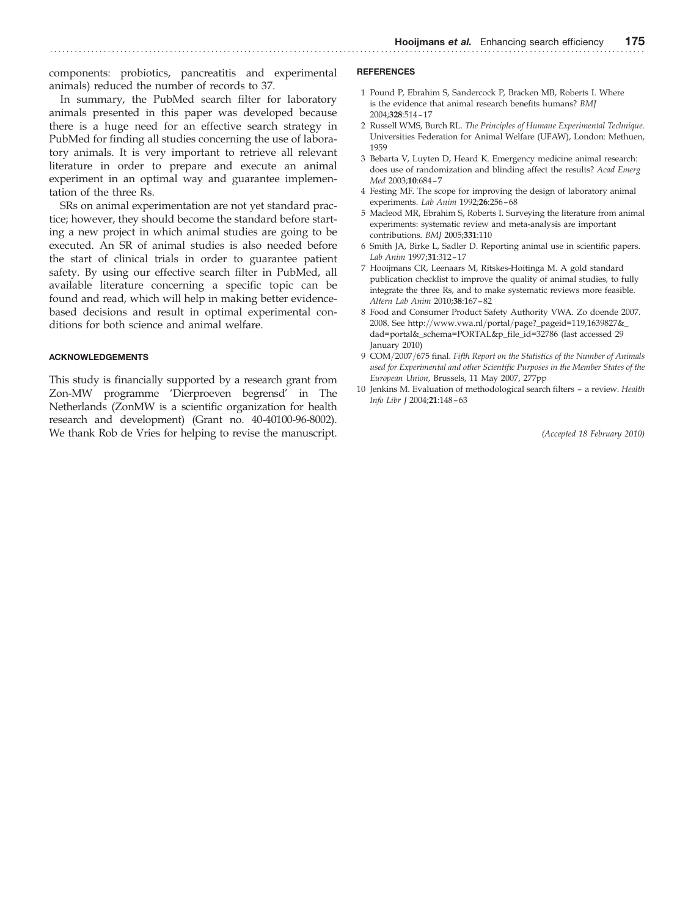components: probiotics, pancreatitis and experimental animals) reduced the number of records to 37.

In summary, the PubMed search filter for laboratory animals presented in this paper was developed because there is a huge need for an effective search strategy in PubMed for finding all studies concerning the use of laboratory animals. It is very important to retrieve all relevant literature in order to prepare and execute an animal experiment in an optimal way and guarantee implementation of the three Rs.

SRs on animal experimentation are not yet standard practice; however, they should become the standard before starting a new project in which animal studies are going to be executed. An SR of animal studies is also needed before the start of clinical trials in order to guarantee patient safety. By using our effective search filter in PubMed, all available literature concerning a specific topic can be found and read, which will help in making better evidence-based decisions and result in optimal experimental conditions for both science and animal welfare.

## ACKNOWLEDGEMENTS

This study is financially supported by a research grant from Zon-MW programme 'Dierproeven begrensd' in The Netherlands (ZonMW is a scientific organization for health research and development) (Grant no. 40-40100-96-8002). We thank Rob de Vries for helping to revise the manuscript.

## REFERENCES

1 Pound P, Ebrahim S, Sandercock P, Bracken MB, Roberts I. Where is the evidence that animal research benefits humans? *BMJ* 2004;**328**:514–17

2 Russell WMS, Burch RL. *The Principles of Humane Experimental Technique*. Universities Federation for Animal Welfare (UFAW), London: Methuen, 1959

3 Bebarta V, Luyten D, Heard K. Emergency medicine animal research: does use of randomization and blinding affect the results? *Acad Emerg Med* 2003;**10**:684–7

4 Festing MF. The scope for improving the design of laboratory animal experiments. *Lab Anim* 1992;**26**:256–68

5 Macleod MR, Ebrahim S, Roberts I. Surveying the literature from animal experiments: systematic review and meta-analysis are important contributions. *BMJ* 2005;**331**:110

6 Smith JA, Birke L, Sadler D. Reporting animal use in scientific papers. *Lab Anim* 1997;**31**:312–17

7 Hooijmans CR, Leenaars M, Ritskes-Hoitinga M. A gold standard publication checklist to improve the quality of animal studies, to fully integrate the three Rs, and to make systematic reviews more feasible. *Altern Lab Anim* 2010;**38**:167–82

8 Food and Consumer Product Safety Authority VWA. Zo doende 2007. 2008. See http://www.vwa.nl/portal/page?_pageid=119,1639827&_dad=portal&_schema=PORTAL&p_file_id=32786 (last accessed 29 January 2010)

9 COM/2007/675 final. *Fifth Report on the Statistics of the Number of Animals used for Experimental and other Scientific Purposes in the Member States of the European Union*, Brussels, 11 May 2007, 277pp

10 Jenkins M. Evaluation of methodological search filters – a review. *Health Info Libr J* 2004;**21**:148–63

*(Accepted 18 February 2010)*